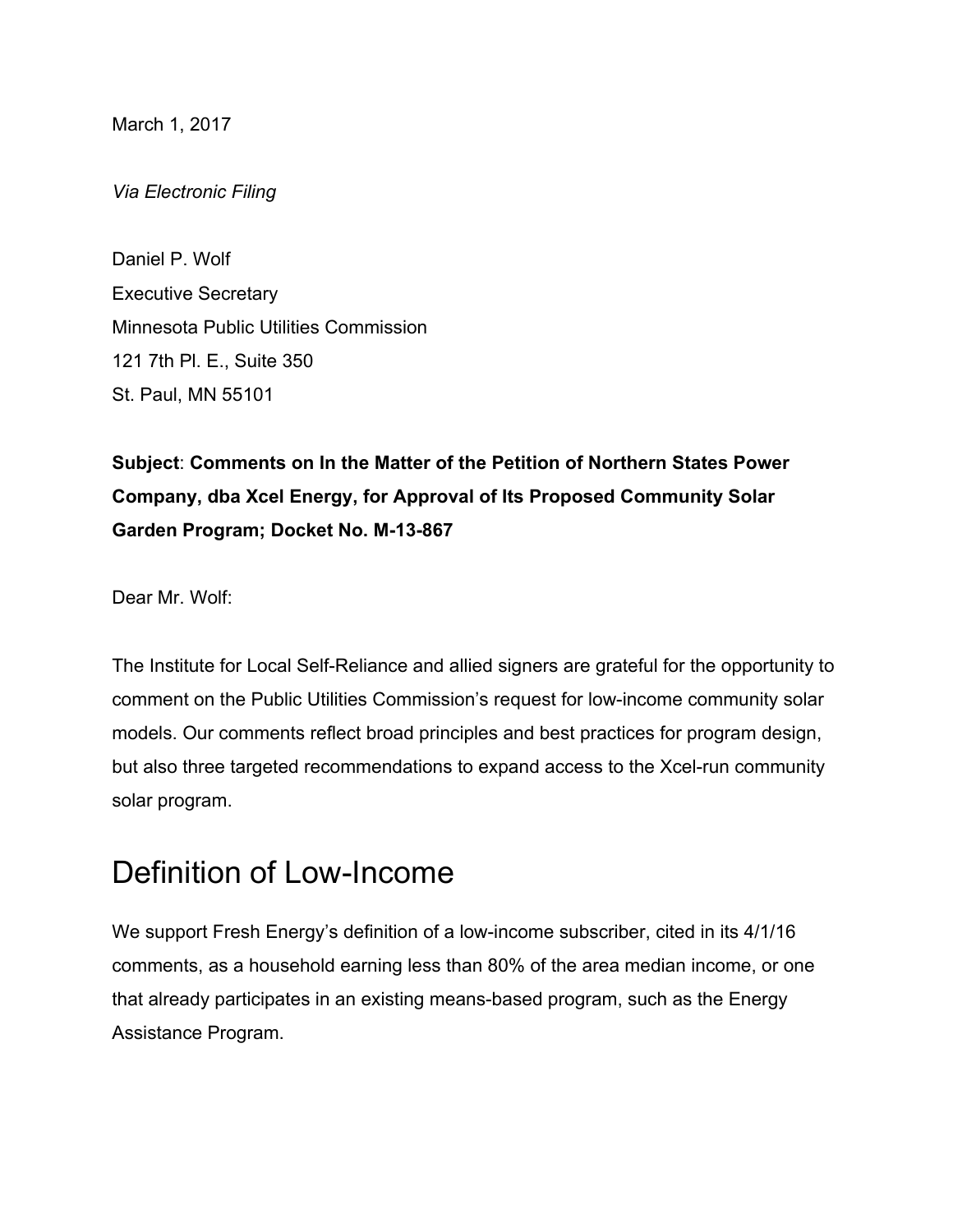March 1, 2017

*Via Electronic Filing*

Daniel P. Wolf
Executive Secretary
Minnesota Public Utilities Commission
121 7th Pl. E., Suite 350
St. Paul, MN 55101

**Subject**: **Comments on In the Matter of the Petition of Northern States Power Company, dba Xcel Energy, for Approval of Its Proposed Community Solar Garden Program; Docket No. M-13-867**

Dear Mr. Wolf:

The Institute for Local Self-Reliance and allied signers are grateful for the opportunity to comment on the Public Utilities Commission's request for low-income community solar models. Our comments reflect broad principles and best practices for program design, but also three targeted recommendations to expand access to the Xcel-run community solar program.

# Definition of Low-Income

We support Fresh Energy's definition of a low-income subscriber, cited in its 4/1/16 comments, as a household earning less than 80% of the area median income, or one that already participates in an existing means-based program, such as the Energy Assistance Program.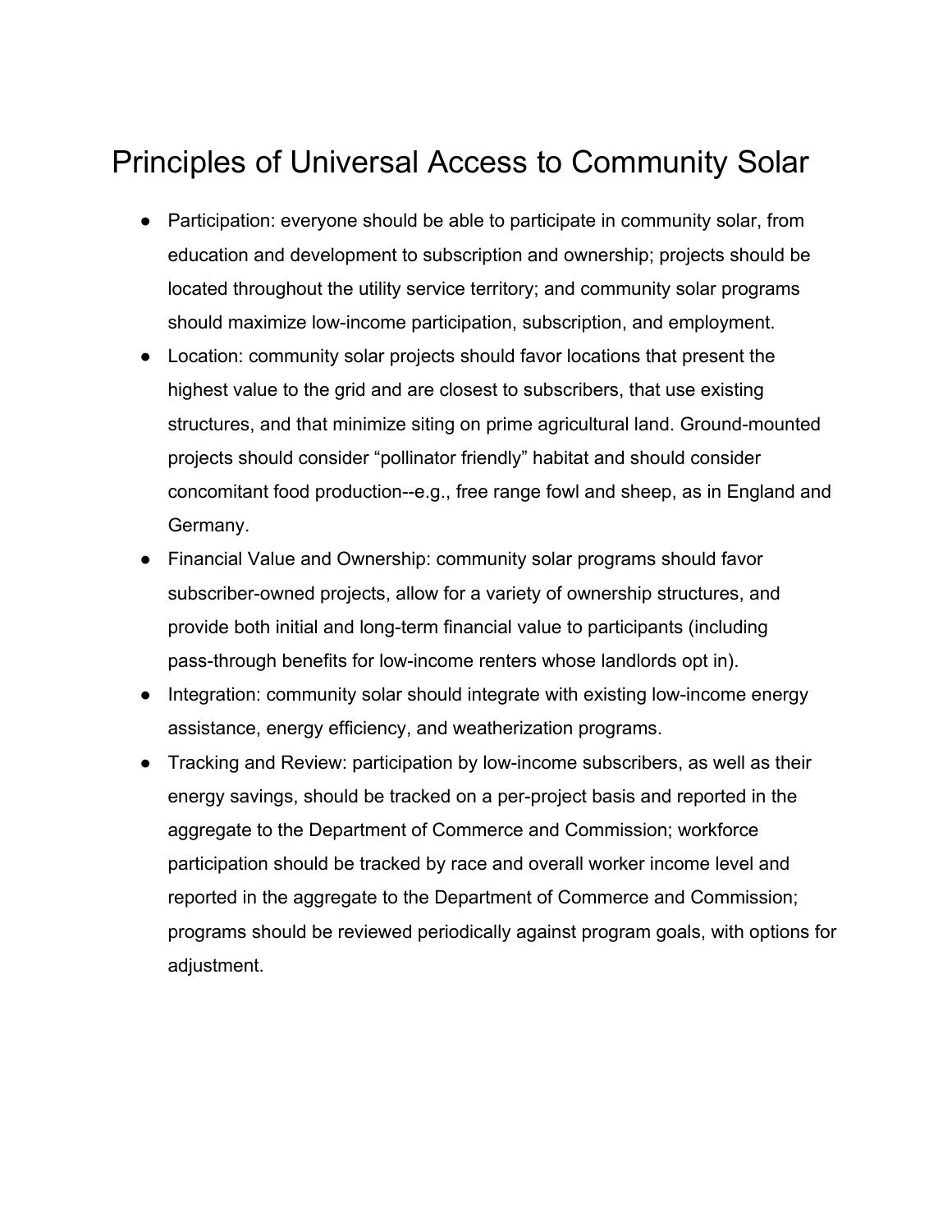# Principles of Universal Access to Community Solar

- Participation: everyone should be able to participate in community solar, from education and development to subscription and ownership; projects should be located throughout the utility service territory; and community solar programs should maximize low-income participation, subscription, and employment.
- Location: community solar projects should favor locations that present the highest value to the grid and are closest to subscribers, that use existing structures, and that minimize siting on prime agricultural land. Ground-mounted projects should consider "pollinator friendly" habitat and should consider concomitant food production--e.g., free range fowl and sheep, as in England and Germany.
- Financial Value and Ownership: community solar programs should favor subscriber-owned projects, allow for a variety of ownership structures, and provide both initial and long-term financial value to participants (including pass-through benefits for low-income renters whose landlords opt in).
- Integration: community solar should integrate with existing low-income energy assistance, energy efficiency, and weatherization programs.
- Tracking and Review: participation by low-income subscribers, as well as their energy savings, should be tracked on a per-project basis and reported in the aggregate to the Department of Commerce and Commission; workforce participation should be tracked by race and overall worker income level and reported in the aggregate to the Department of Commerce and Commission; programs should be reviewed periodically against program goals, with options for adjustment.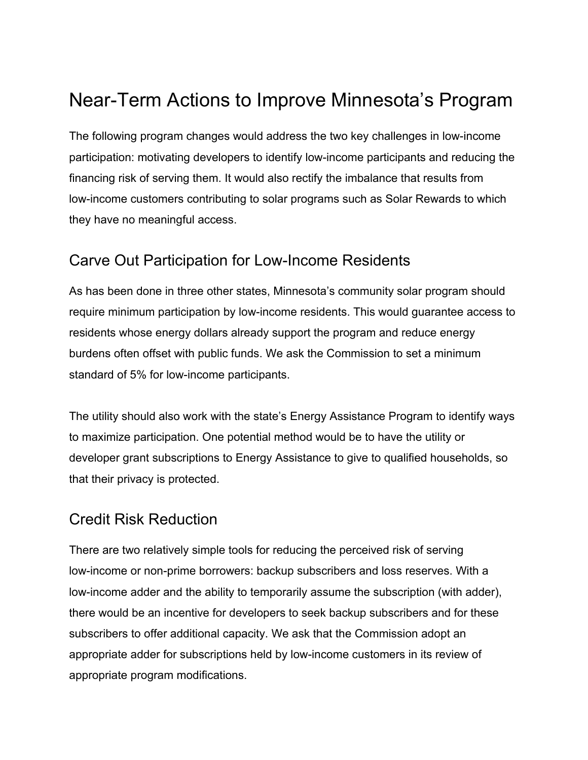# Near-Term Actions to Improve Minnesota's Program

The following program changes would address the two key challenges in low-income participation: motivating developers to identify low-income participants and reducing the financing risk of serving them. It would also rectify the imbalance that results from low-income customers contributing to solar programs such as Solar Rewards to which they have no meaningful access.

## Carve Out Participation for Low-Income Residents

As has been done in three other states, Minnesota's community solar program should require minimum participation by low-income residents. This would guarantee access to residents whose energy dollars already support the program and reduce energy burdens often offset with public funds. We ask the Commission to set a minimum standard of 5% for low-income participants.

The utility should also work with the state's Energy Assistance Program to identify ways to maximize participation. One potential method would be to have the utility or developer grant subscriptions to Energy Assistance to give to qualified households, so that their privacy is protected.

## Credit Risk Reduction

There are two relatively simple tools for reducing the perceived risk of serving low-income or non-prime borrowers: backup subscribers and loss reserves. With a low-income adder and the ability to temporarily assume the subscription (with adder), there would be an incentive for developers to seek backup subscribers and for these subscribers to offer additional capacity. We ask that the Commission adopt an appropriate adder for subscriptions held by low-income customers in its review of appropriate program modifications.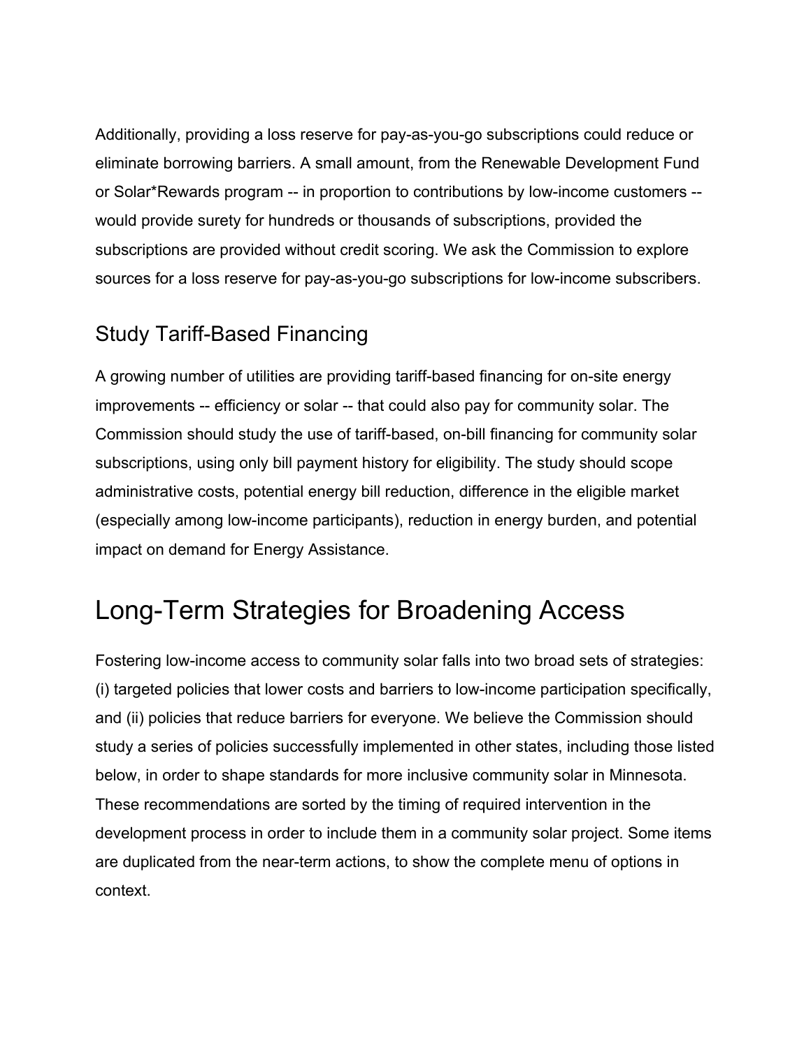Additionally, providing a loss reserve for pay-as-you-go subscriptions could reduce or eliminate borrowing barriers. A small amount, from the Renewable Development Fund or Solar*Rewards program -- in proportion to contributions by low-income customers -- would provide surety for hundreds or thousands of subscriptions, provided the subscriptions are provided without credit scoring. We ask the Commission to explore sources for a loss reserve for pay-as-you-go subscriptions for low-income subscribers.

## Study Tariff-Based Financing

A growing number of utilities are providing tariff-based financing for on-site energy improvements -- efficiency or solar -- that could also pay for community solar. The Commission should study the use of tariff-based, on-bill financing for community solar subscriptions, using only bill payment history for eligibility. The study should scope administrative costs, potential energy bill reduction, difference in the eligible market (especially among low-income participants), reduction in energy burden, and potential impact on demand for Energy Assistance.

# Long-Term Strategies for Broadening Access

Fostering low-income access to community solar falls into two broad sets of strategies: (i) targeted policies that lower costs and barriers to low-income participation specifically, and (ii) policies that reduce barriers for everyone. We believe the Commission should study a series of policies successfully implemented in other states, including those listed below, in order to shape standards for more inclusive community solar in Minnesota. These recommendations are sorted by the timing of required intervention in the development process in order to include them in a community solar project. Some items are duplicated from the near-term actions, to show the complete menu of options in context.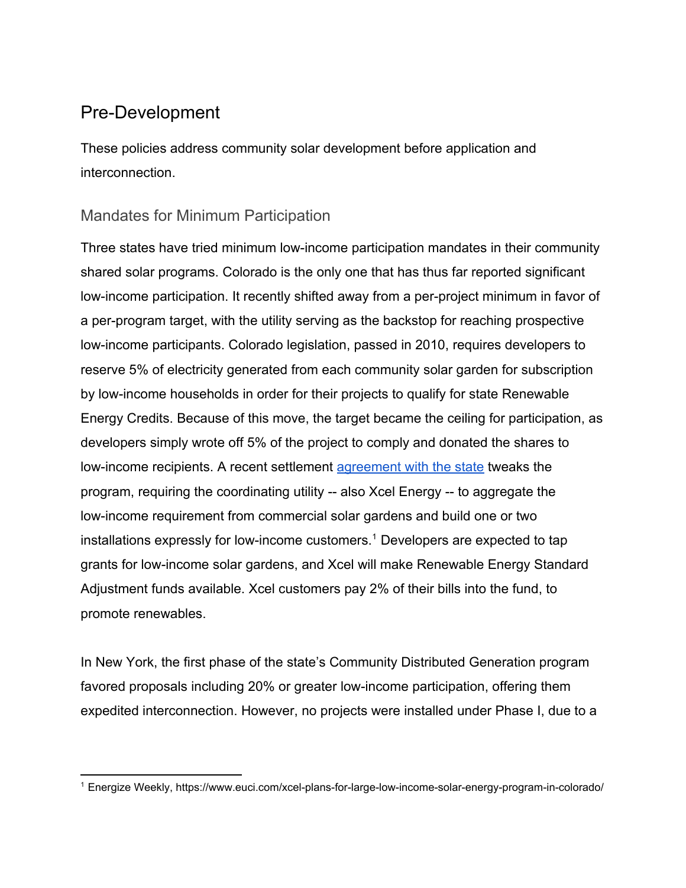## Pre-Development

These policies address community solar development before application and interconnection.

### Mandates for Minimum Participation

Three states have tried minimum low-income participation mandates in their community shared solar programs. Colorado is the only one that has thus far reported significant low-income participation. It recently shifted away from a per-project minimum in favor of a per-program target, with the utility serving as the backstop for reaching prospective low-income participants. Colorado legislation, passed in 2010, requires developers to reserve 5% of electricity generated from each community solar garden for subscription by low-income households in order for their projects to qualify for state Renewable Energy Credits. Because of this move, the target became the ceiling for participation, as developers simply wrote off 5% of the project to comply and donated the shares to low-income recipients. A recent settlement agreement with the state tweaks the program, requiring the coordinating utility -- also Xcel Energy -- to aggregate the low-income requirement from commercial solar gardens and build one or two installations expressly for low-income customers.[1] Developers are expected to tap grants for low-income solar gardens, and Xcel will make Renewable Energy Standard Adjustment funds available. Xcel customers pay 2% of their bills into the fund, to promote renewables.

In New York, the first phase of the state's Community Distributed Generation program favored proposals including 20% or greater low-income participation, offering them expedited interconnection. However, no projects were installed under Phase I, due to a

[1] Energize Weekly, https://www.euci.com/xcel-plans-for-large-low-income-solar-energy-program-in-colorado/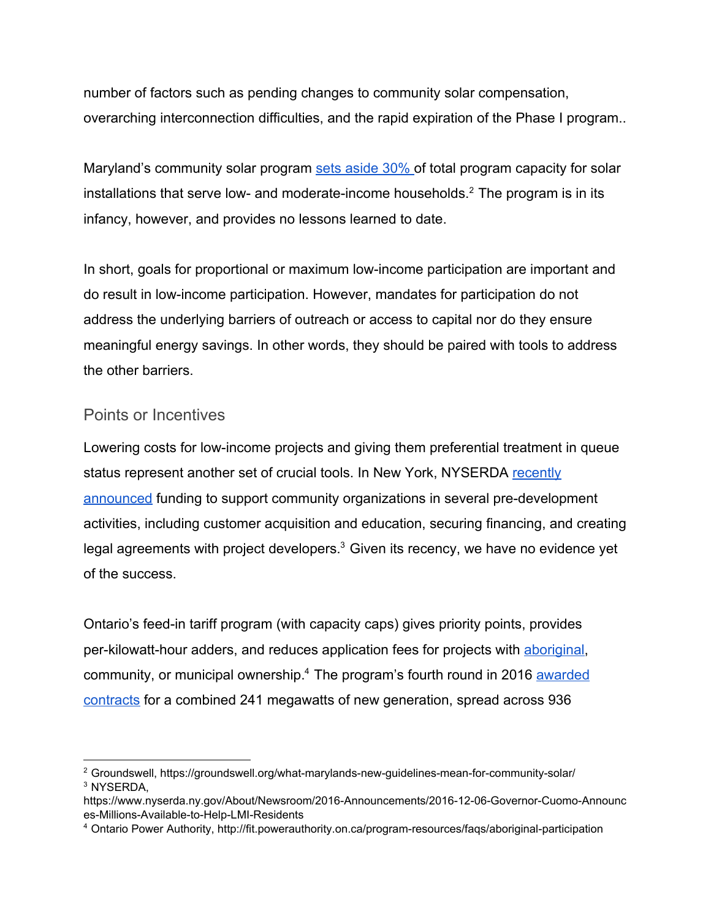number of factors such as pending changes to community solar compensation, overarching interconnection difficulties, and the rapid expiration of the Phase I program..

Maryland's community solar program sets aside 30% of total program capacity for solar installations that serve low- and moderate-income households.[2] The program is in its infancy, however, and provides no lessons learned to date.

In short, goals for proportional or maximum low-income participation are important and do result in low-income participation. However, mandates for participation do not address the underlying barriers of outreach or access to capital nor do they ensure meaningful energy savings. In other words, they should be paired with tools to address the other barriers.

## Points or Incentives

Lowering costs for low-income projects and giving them preferential treatment in queue status represent another set of crucial tools. In New York, NYSERDA recently announced funding to support community organizations in several pre-development activities, including customer acquisition and education, securing financing, and creating legal agreements with project developers.[3] Given its recency, we have no evidence yet of the success.

Ontario's feed-in tariff program (with capacity caps) gives priority points, provides per-kilowatt-hour adders, and reduces application fees for projects with aboriginal, community, or municipal ownership.[4] The program's fourth round in 2016 awarded contracts for a combined 241 megawatts of new generation, spread across 936

---

[2] Groundswell, https://groundswell.org/what-marylands-new-guidelines-mean-for-community-solar/

[3] NYSERDA, https://www.nyserda.ny.gov/About/Newsroom/2016-Announcements/2016-12-06-Governor-Cuomo-Announces-Millions-Available-to-Help-LMI-Residents

[4] Ontario Power Authority, http://fit.powerauthority.on.ca/program-resources/faqs/aboriginal-participation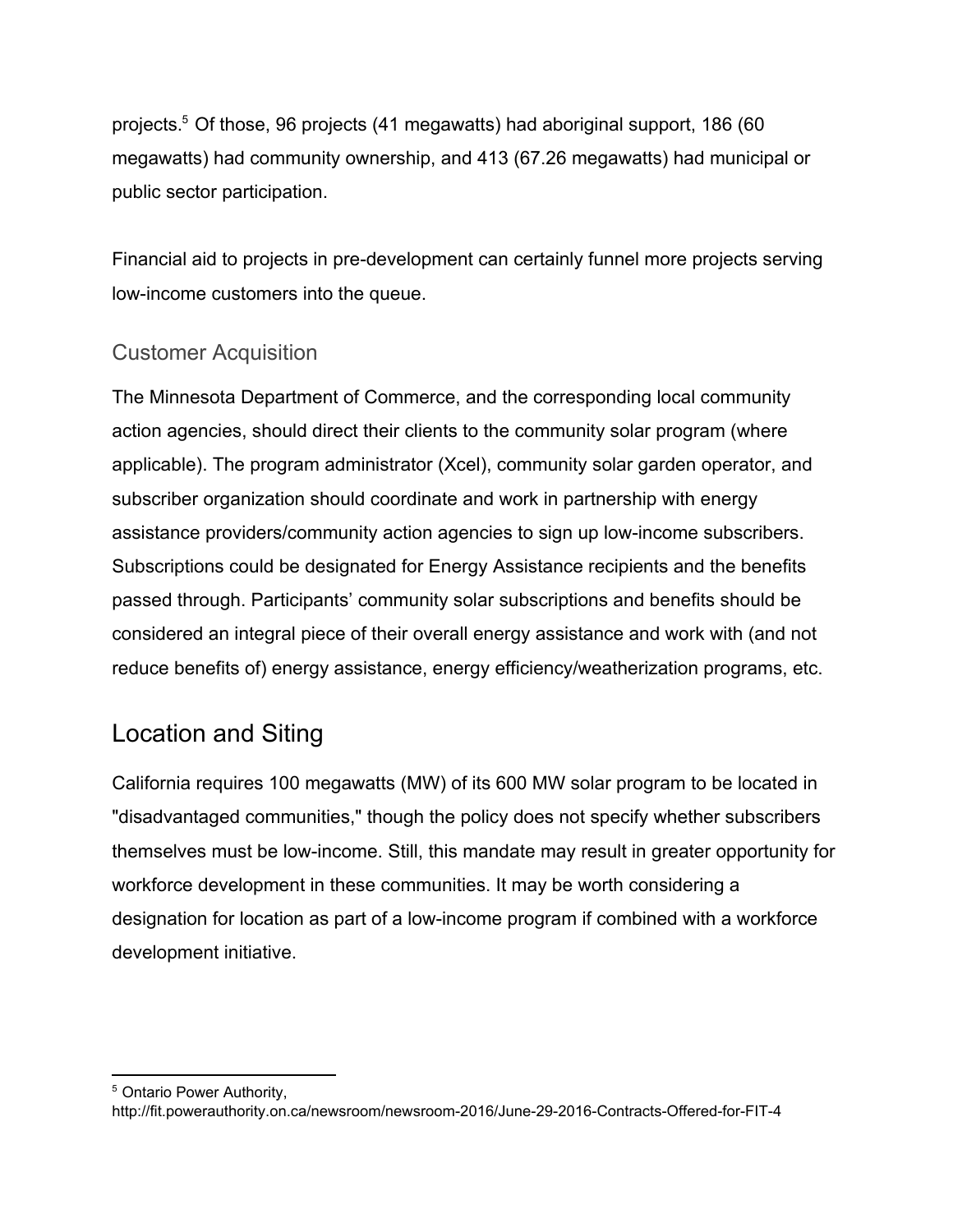projects.[5] Of those, 96 projects (41 megawatts) had aboriginal support, 186 (60 megawatts) had community ownership, and 413 (67.26 megawatts) had municipal or public sector participation.

Financial aid to projects in pre-development can certainly funnel more projects serving low-income customers into the queue.

### Customer Acquisition

The Minnesota Department of Commerce, and the corresponding local community action agencies, should direct their clients to the community solar program (where applicable). The program administrator (Xcel), community solar garden operator, and subscriber organization should coordinate and work in partnership with energy assistance providers/community action agencies to sign up low-income subscribers. Subscriptions could be designated for Energy Assistance recipients and the benefits passed through. Participants' community solar subscriptions and benefits should be considered an integral piece of their overall energy assistance and work with (and not reduce benefits of) energy assistance, energy efficiency/weatherization programs, etc.

## Location and Siting

California requires 100 megawatts (MW) of its 600 MW solar program to be located in "disadvantaged communities," though the policy does not specify whether subscribers themselves must be low-income. Still, this mandate may result in greater opportunity for workforce development in these communities. It may be worth considering a designation for location as part of a low-income program if combined with a workforce development initiative.

---

[5] Ontario Power Authority, http://fit.powerauthority.on.ca/newsroom/newsroom-2016/June-29-2016-Contracts-Offered-for-FIT-4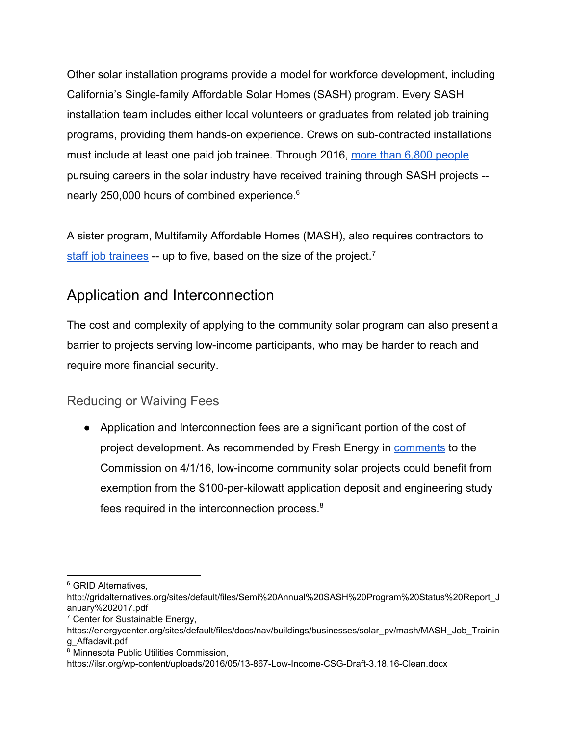Other solar installation programs provide a model for workforce development, including California's Single-family Affordable Solar Homes (SASH) program. Every SASH installation team includes either local volunteers or graduates from related job training programs, providing them hands-on experience. Crews on sub-contracted installations must include at least one paid job trainee. Through 2016, more than 6,800 people pursuing careers in the solar industry have received training through SASH projects -- nearly 250,000 hours of combined experience.[6]

A sister program, Multifamily Affordable Homes (MASH), also requires contractors to staff job trainees -- up to five, based on the size of the project.[7]

## Application and Interconnection

The cost and complexity of applying to the community solar program can also present a barrier to projects serving low-income participants, who may be harder to reach and require more financial security.

### Reducing or Waiving Fees

- Application and Interconnection fees are a significant portion of the cost of project development. As recommended by Fresh Energy in comments to the Commission on 4/1/16, low-income community solar projects could benefit from exemption from the $100-per-kilowatt application deposit and engineering study fees required in the interconnection process.[8]

---

[6] GRID Alternatives, http://gridalternatives.org/sites/default/files/Semi%20Annual%20SASH%20Program%20Status%20Report_January%202017.pdf

[7] Center for Sustainable Energy, https://energycenter.org/sites/default/files/docs/nav/buildings/businesses/solar_pv/mash/MASH_Job_Training_Affadavit.pdf

[8] Minnesota Public Utilities Commission, https://ilsr.org/wp-content/uploads/2016/05/13-867-Low-Income-CSG-Draft-3.18.16-Clean.docx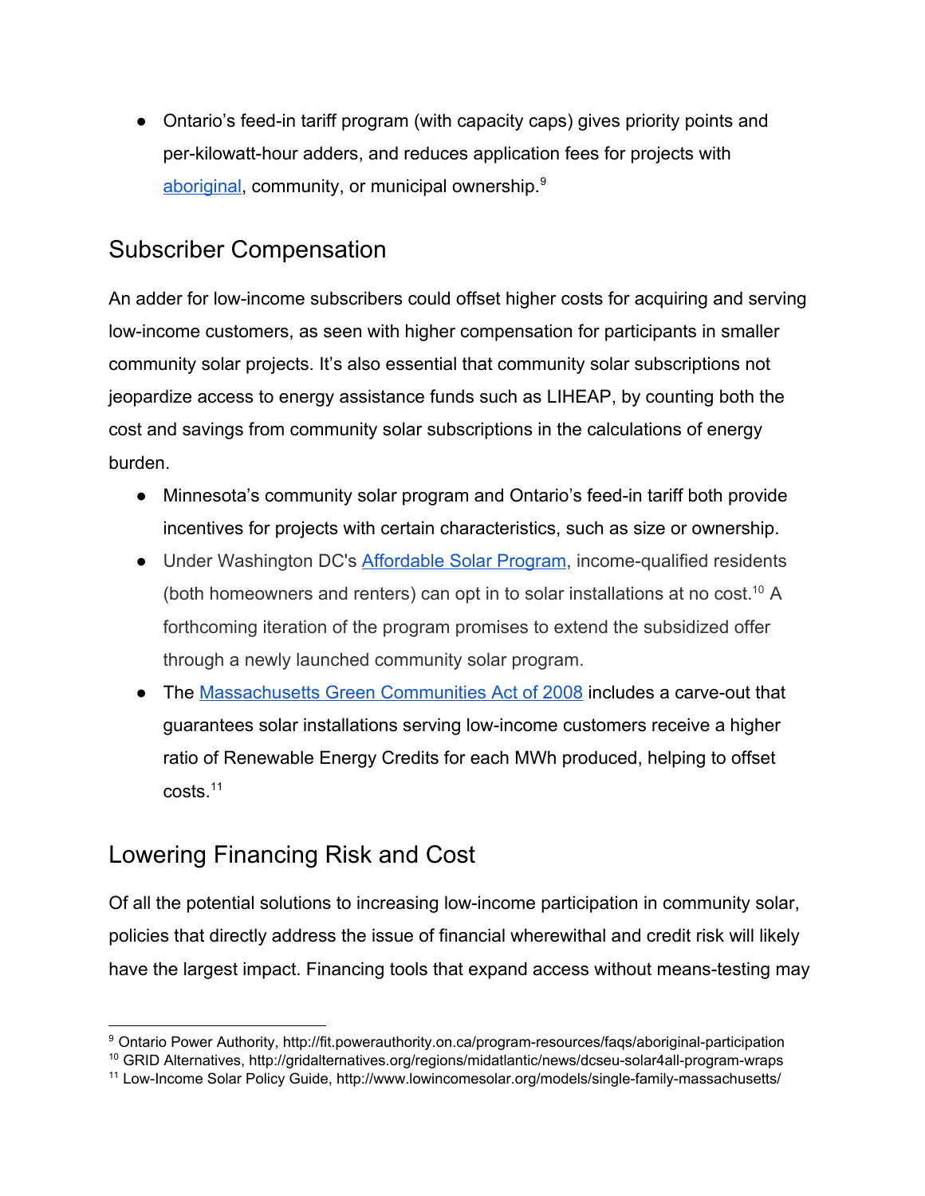- Ontario's feed-in tariff program (with capacity caps) gives priority points and per-kilowatt-hour adders, and reduces application fees for projects with aboriginal, community, or municipal ownership.[9]

## Subscriber Compensation

An adder for low-income subscribers could offset higher costs for acquiring and serving low-income customers, as seen with higher compensation for participants in smaller community solar projects. It's also essential that community solar subscriptions not jeopardize access to energy assistance funds such as LIHEAP, by counting both the cost and savings from community solar subscriptions in the calculations of energy burden.

- Minnesota's community solar program and Ontario's feed-in tariff both provide incentives for projects with certain characteristics, such as size or ownership.
- Under Washington DC's Affordable Solar Program, income-qualified residents (both homeowners and renters) can opt in to solar installations at no cost.[10] A forthcoming iteration of the program promises to extend the subsidized offer through a newly launched community solar program.
- The Massachusetts Green Communities Act of 2008 includes a carve-out that guarantees solar installations serving low-income customers receive a higher ratio of Renewable Energy Credits for each MWh produced, helping to offset costs.[11]

## Lowering Financing Risk and Cost

Of all the potential solutions to increasing low-income participation in community solar, policies that directly address the issue of financial wherewithal and credit risk will likely have the largest impact. Financing tools that expand access without means-testing may

---

[9] Ontario Power Authority, http://fit.powerauthority.on.ca/program-resources/faqs/aboriginal-participation
[10] GRID Alternatives, http://gridalternatives.org/regions/midatlantic/news/dcseu-solar4all-program-wraps
[11] Low-Income Solar Policy Guide, http://www.lowincomesolar.org/models/single-family-massachusetts/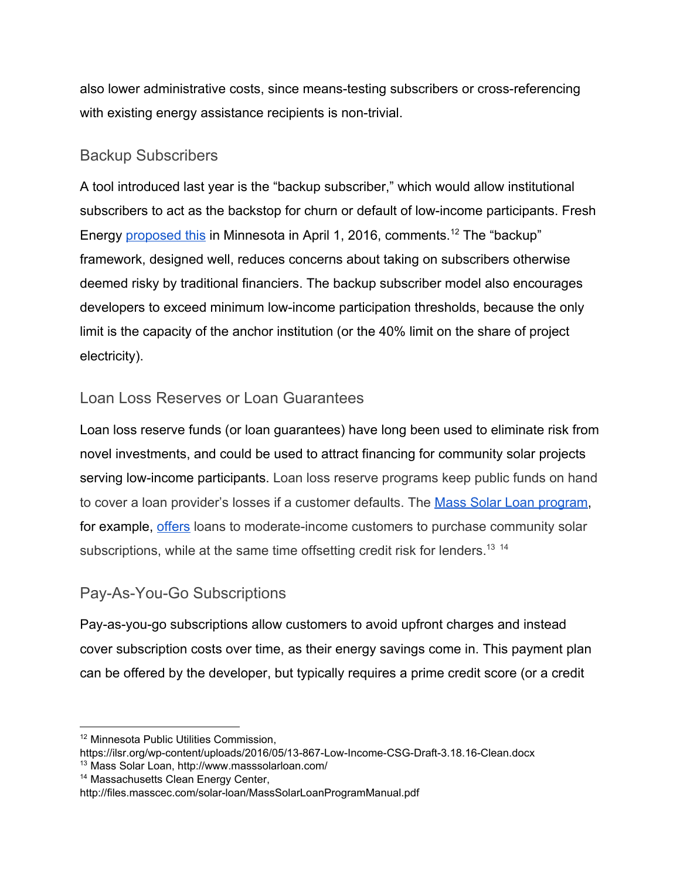also lower administrative costs, since means-testing subscribers or cross-referencing with existing energy assistance recipients is non-trivial.

## Backup Subscribers

A tool introduced last year is the "backup subscriber," which would allow institutional subscribers to act as the backstop for churn or default of low-income participants. Fresh Energy proposed this in Minnesota in April 1, 2016, comments.[12] The "backup" framework, designed well, reduces concerns about taking on subscribers otherwise deemed risky by traditional financiers. The backup subscriber model also encourages developers to exceed minimum low-income participation thresholds, because the only limit is the capacity of the anchor institution (or the 40% limit on the share of project electricity).

## Loan Loss Reserves or Loan Guarantees

Loan loss reserve funds (or loan guarantees) have long been used to eliminate risk from novel investments, and could be used to attract financing for community solar projects serving low-income participants. Loan loss reserve programs keep public funds on hand to cover a loan provider's losses if a customer defaults. The Mass Solar Loan program, for example, offers loans to moderate-income customers to purchase community solar subscriptions, while at the same time offsetting credit risk for lenders.[13] [14]

## Pay-As-You-Go Subscriptions

Pay-as-you-go subscriptions allow customers to avoid upfront charges and instead cover subscription costs over time, as their energy savings come in. This payment plan can be offered by the developer, but typically requires a prime credit score (or a credit

---

[12] Minnesota Public Utilities Commission, https://ilsr.org/wp-content/uploads/2016/05/13-867-Low-Income-CSG-Draft-3.18.16-Clean.docx

[13] Mass Solar Loan, http://www.masssolarloan.com/

[14] Massachusetts Clean Energy Center, http://files.masscec.com/solar-loan/MassSolarLoanProgramManual.pdf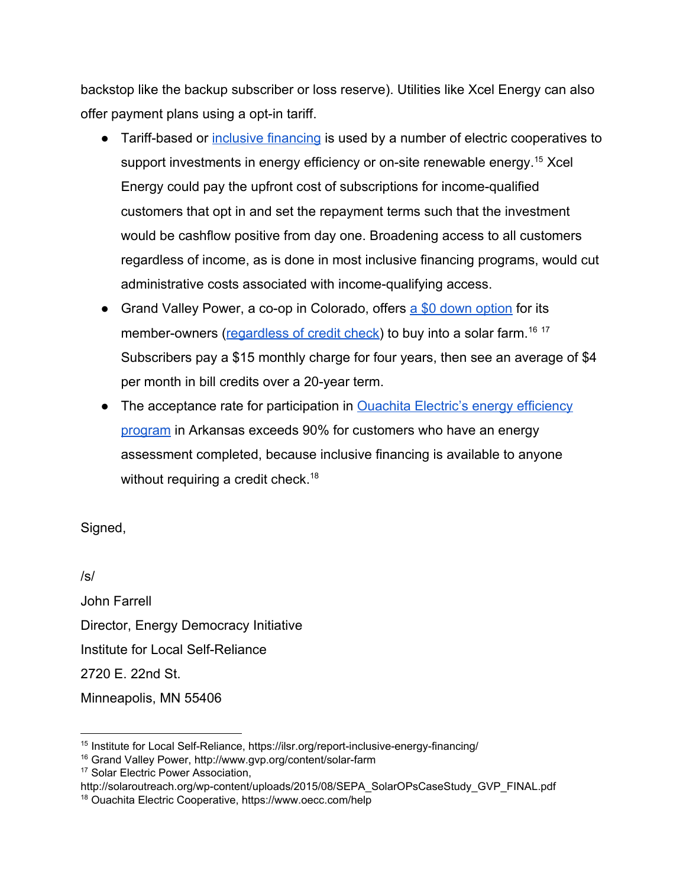backstop like the backup subscriber or loss reserve). Utilities like Xcel Energy can also offer payment plans using a opt-in tariff.

- Tariff-based or inclusive financing is used by a number of electric cooperatives to support investments in energy efficiency or on-site renewable energy.[15] Xcel Energy could pay the upfront cost of subscriptions for income-qualified customers that opt in and set the repayment terms such that the investment would be cashflow positive from day one. Broadening access to all customers regardless of income, as is done in most inclusive financing programs, would cut administrative costs associated with income-qualifying access.
- Grand Valley Power, a co-op in Colorado, offers a $0 down option for its member-owners (regardless of credit check) to buy into a solar farm.[16] [17] Subscribers pay a $15 monthly charge for four years, then see an average of $4 per month in bill credits over a 20-year term.
- The acceptance rate for participation in Ouachita Electric's energy efficiency program in Arkansas exceeds 90% for customers who have an energy assessment completed, because inclusive financing is available to anyone without requiring a credit check.[18]

Signed,

/s/

John Farrell

Director, Energy Democracy Initiative

Institute for Local Self-Reliance

2720 E. 22nd St.

Minneapolis, MN 55406

---

[15] Institute for Local Self-Reliance, https://ilsr.org/report-inclusive-energy-financing/

[16] Grand Valley Power, http://www.gvp.org/content/solar-farm

[17] Solar Electric Power Association, http://solaroutreach.org/wp-content/uploads/2015/08/SEPA_SolarOPsCaseStudy_GVP_FINAL.pdf

[18] Ouachita Electric Cooperative, https://www.oecc.com/help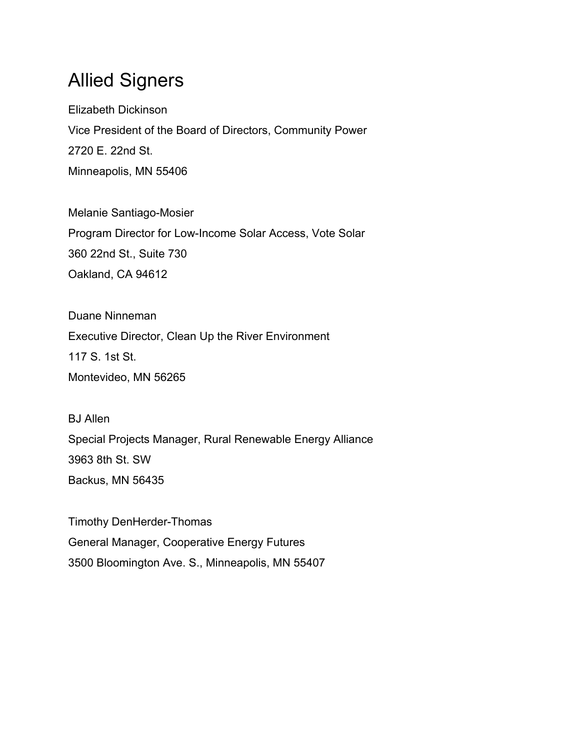# Allied Signers

Elizabeth Dickinson
Vice President of the Board of Directors, Community Power
2720 E. 22nd St.
Minneapolis, MN 55406

Melanie Santiago-Mosier
Program Director for Low-Income Solar Access, Vote Solar
360 22nd St., Suite 730
Oakland, CA 94612

Duane Ninneman
Executive Director, Clean Up the River Environment
117 S. 1st St.
Montevideo, MN 56265

BJ Allen
Special Projects Manager, Rural Renewable Energy Alliance
3963 8th St. SW
Backus, MN 56435

Timothy DenHerder-Thomas
General Manager, Cooperative Energy Futures
3500 Bloomington Ave. S., Minneapolis, MN 55407